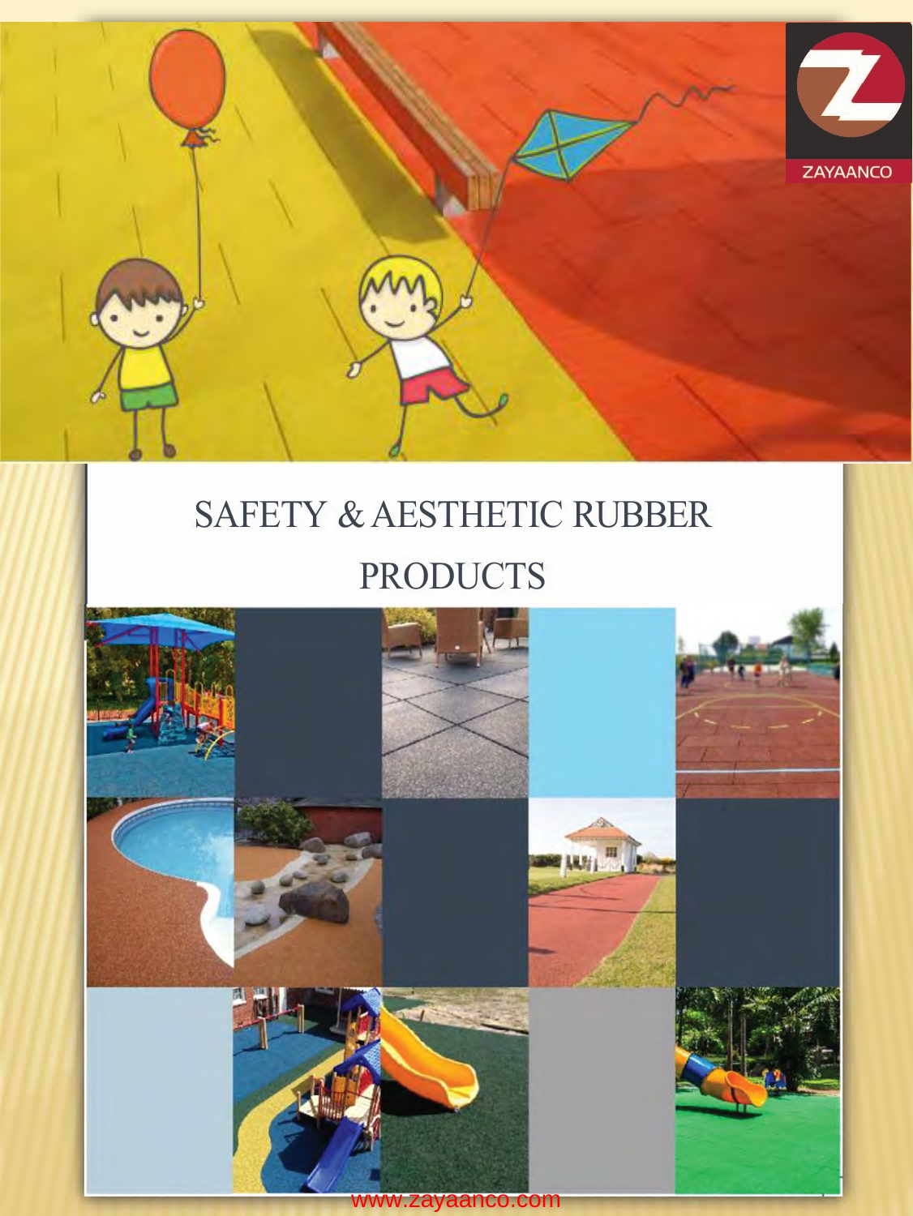ZAYAANCO

# SAFETY & AESTHETIC RUBBER PRODUCTS

www.zayaanco.com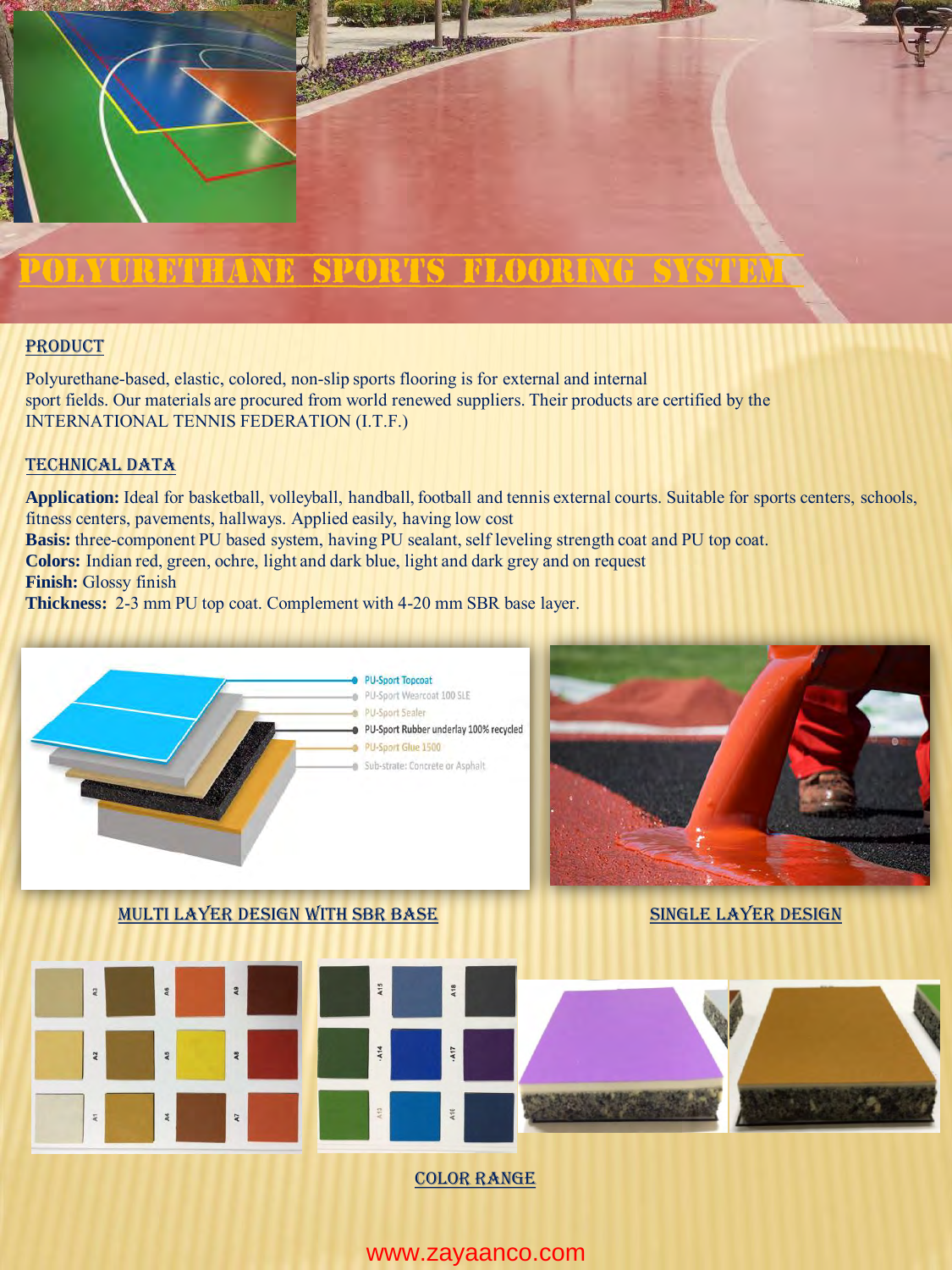# POLYURETHANE SPORTS FLOORING SYSTEM

## PRODUCT

Polyurethane-based, elastic, colored, non-slip sports flooring is for external and internal sport fields. Our materials are procured from world renewed suppliers. Their products are certified by the INTERNATIONAL TENNIS FEDERATION (I.T.F.)

## TECHNICAL DATA

**Application:** Ideal for basketball, volleyball, handball, football and tennis external courts. Suitable for sports centers, schools, fitness centers, pavements, hallways. Applied easily, having low cost

**Basis:** three-component PU based system, having PU sealant, self leveling strength coat and PU top coat.

**Colors:** Indian red, green, ochre, light and dark blue, light and dark grey and on request

**Finish:** Glossy finish

**Thickness:** 2-3 mm PU top coat. Complement with 4-20 mm SBR base layer.

- PU-Sport Topcoat
- PU-Sport Wearcoat 100 SLE
- PU-Sport Sealer
- PU-Sport Rubber underlay 100% recycled
- PU-Sport Glue 1500
- Sub-strate: Concrete or Asphalt

MULTI LAYER DESIGN WITH SBR BASE

SINGLE LAYER DESIGN

COLOR RANGE

www.zayaanco.com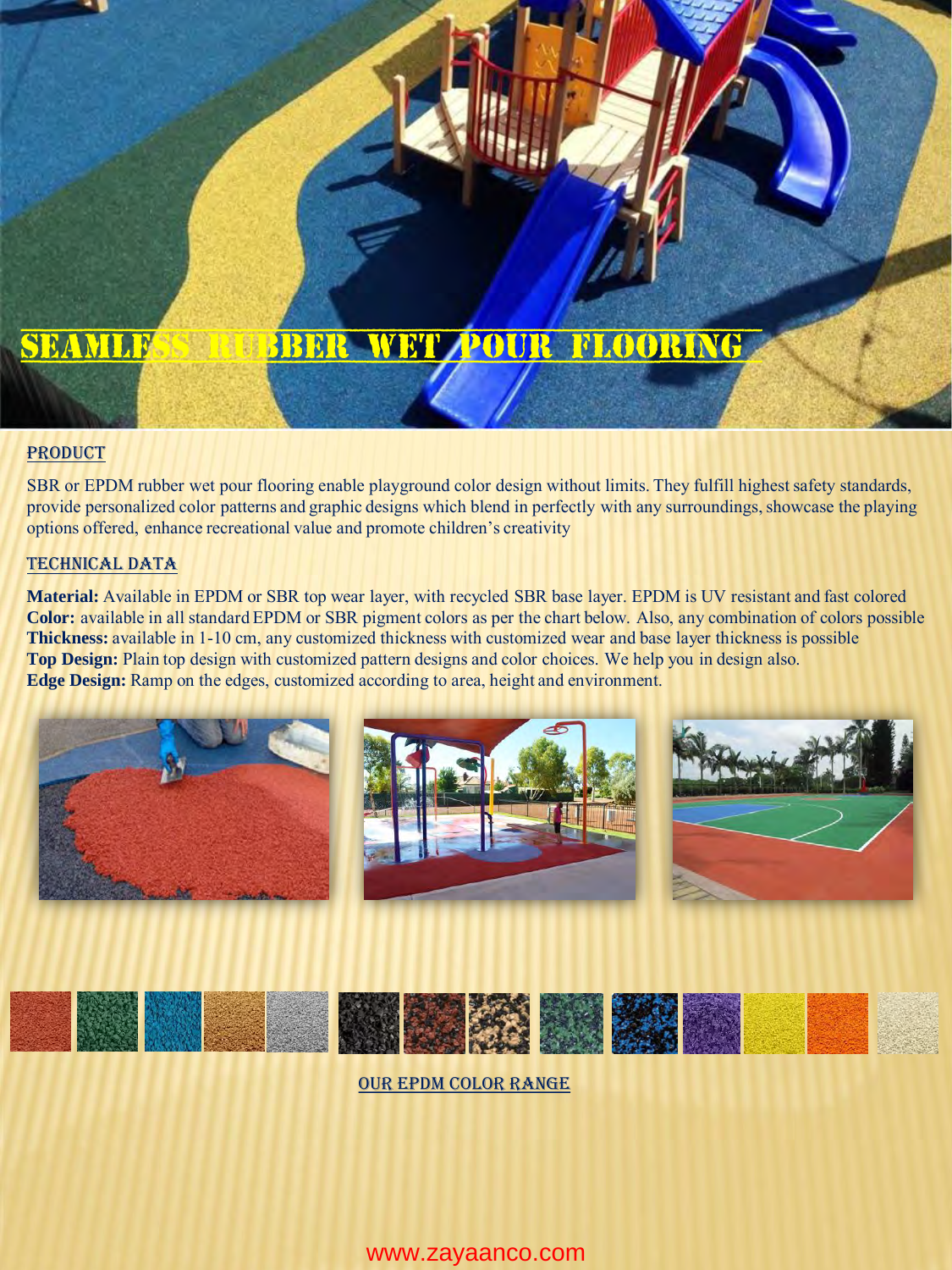# SEAMLESS RUBBER WET POUR FLOORING

## PRODUCT

SBR or EPDM rubber wet pour flooring enable playground color design without limits. They fulfill highest safety standards, provide personalized color patterns and graphic designs which blend in perfectly with any surroundings, showcase the playing options offered, enhance recreational value and promote children's creativity

## TECHNICAL DATA

**Material:** Available in EPDM or SBR top wear layer, with recycled SBR base layer. EPDM is UV resistant and fast colored
**Color:** available in all standard EPDM or SBR pigment colors as per the chart below. Also, any combination of colors possible
**Thickness:** available in 1-10 cm, any customized thickness with customized wear and base layer thickness is possible
**Top Design:** Plain top design with customized pattern designs and color choices. We help you in design also.
**Edge Design:** Ramp on the edges, customized according to area, height and environment.

OUR EPDM COLOR RANGE

www.zayaanco.com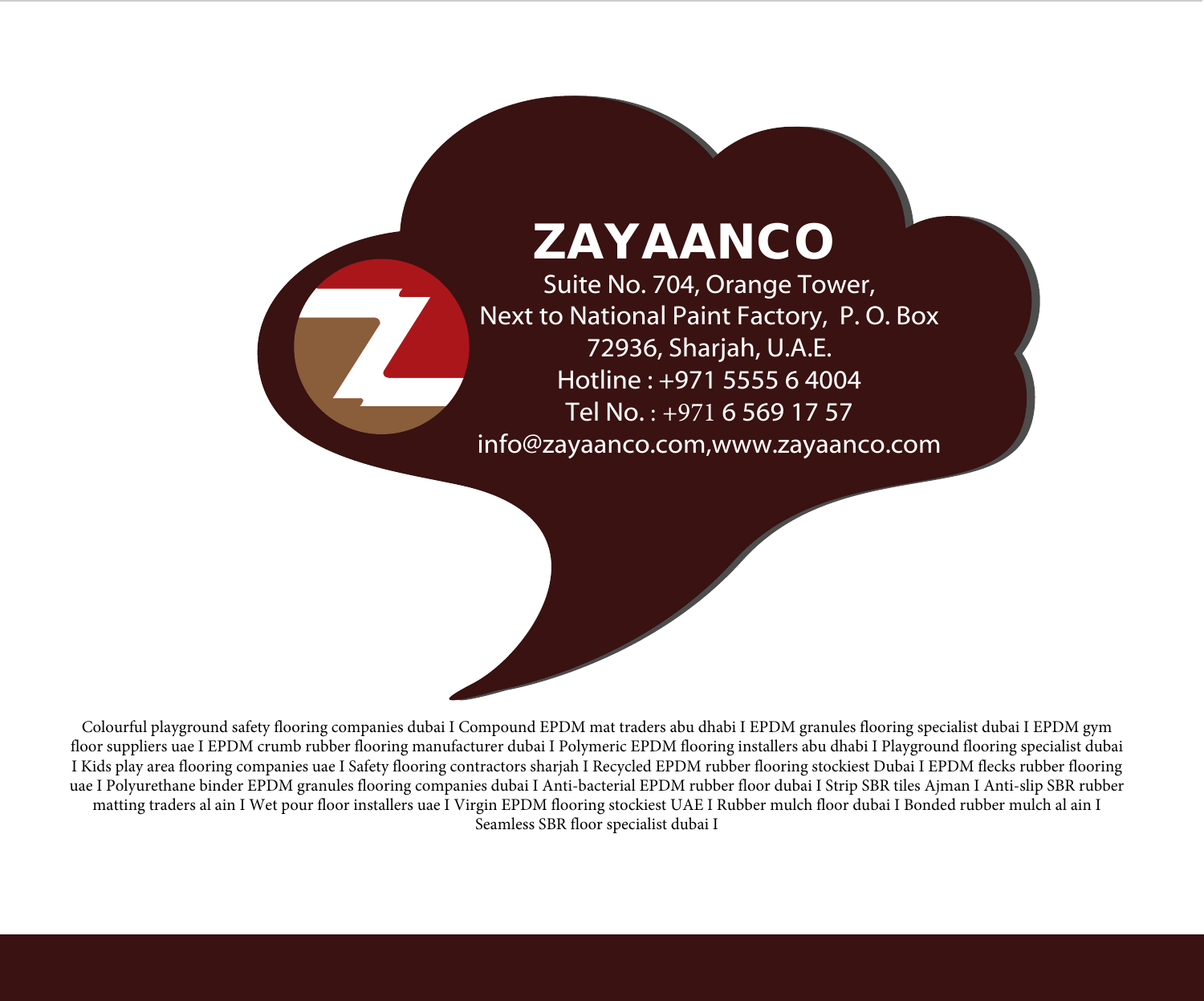# ZAYAANCO

Suite No. 704, Orange Tower,
Next to National Paint Factory, P. O. Box 72936, Sharjah, U.A.E.
Hotline : +971 5555 6 4004
Tel No. : +971 6 569 17 57
info@zayaanco.com,www.zayaanco.com

Colourful playground safety flooring companies dubai I Compound EPDM mat traders abu dhabi I EPDM granules flooring specialist dubai I EPDM gym floor suppliers uae I EPDM crumb rubber flooring manufacturer dubai I Polymeric EPDM flooring installers abu dhabi I Playground flooring specialist dubai I Kids play area flooring companies uae I Safety flooring contractors sharjah I Recycled EPDM rubber flooring stockiest Dubai I EPDM flecks rubber flooring uae I Polyurethane binder EPDM granules flooring companies dubai I Anti-bacterial EPDM rubber floor dubai I Strip SBR tiles Ajman I Anti-slip SBR rubber matting traders al ain I Wet pour floor installers uae I Virgin EPDM flooring stockiest UAE I Rubber mulch floor dubai I Bonded rubber mulch al ain I Seamless SBR floor specialist dubai I